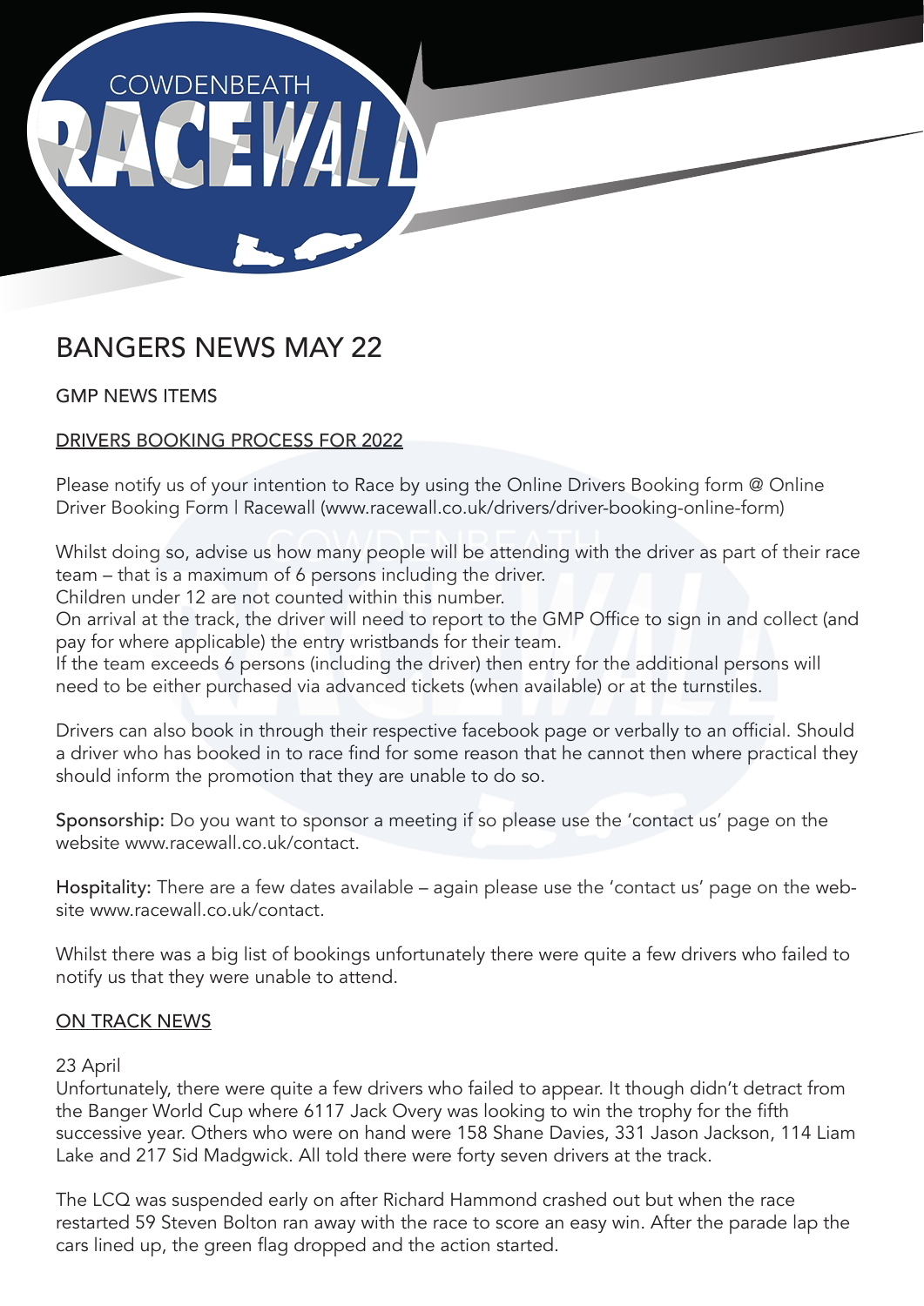# BANGERS NEWS MAY 22

GMP NEWS ITEMS

## DRIVERS BOOKING PROCESS FOR 2022

Please notify us of your intention to Race by using the Online Drivers Booking form @ Online Driver Booking Form | Racewall (www.racewall.co.uk/drivers/driver-booking-online-form)

Whilst doing so, advise us how many people will be attending with the driver as part of their race team – that is a maximum of 6 persons including the driver.
Children under 12 are not counted within this number.
On arrival at the track, the driver will need to report to the GMP Office to sign in and collect (and pay for where applicable) the entry wristbands for their team.
If the team exceeds 6 persons (including the driver) then entry for the additional persons will need to be either purchased via advanced tickets (when available) or at the turnstiles.

Drivers can also book in through their respective facebook page or verbally to an official. Should a driver who has booked in to race find for some reason that he cannot then where practical they should inform the promotion that they are unable to do so.

**Sponsorship:** Do you want to sponsor a meeting if so please use the 'contact us' page on the website www.racewall.co.uk/contact.

**Hospitality:** There are a few dates available – again please use the 'contact us' page on the website www.racewall.co.uk/contact.

Whilst there was a big list of bookings unfortunately there were quite a few drivers who failed to notify us that they were unable to attend.

## ON TRACK NEWS

23 April
Unfortunately, there were quite a few drivers who failed to appear. It though didn't detract from the Banger World Cup where 6117 Jack Overy was looking to win the trophy for the fifth successive year. Others who were on hand were 158 Shane Davies, 331 Jason Jackson, 114 Liam Lake and 217 Sid Madgwick. All told there were forty seven drivers at the track.

The LCQ was suspended early on after Richard Hammond crashed out but when the race restarted 59 Steven Bolton ran away with the race to score an easy win. After the parade lap the cars lined up, the green flag dropped and the action started.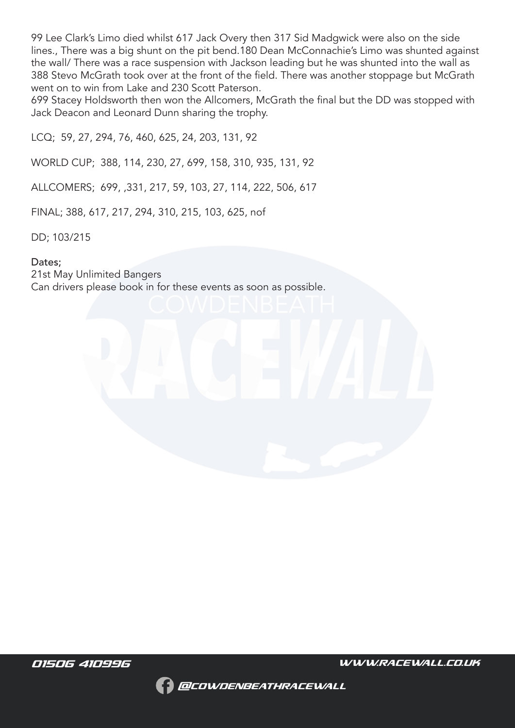99 Lee Clark's Limo died whilst 617 Jack Overy then 317 Sid Madgwick were also on the side lines., There was a big shunt on the pit bend.180 Dean McConnachie's Limo was shunted against the wall/ There was a race suspension with Jackson leading but he was shunted into the wall as 388 Stevo McGrath took over at the front of the field. There was another stoppage but McGrath went on to win from Lake and 230 Scott Paterson.
699 Stacey Holdsworth then won the Allcomers, McGrath the final but the DD was stopped with Jack Deacon and Leonard Dunn sharing the trophy.

LCQ; 59, 27, 294, 76, 460, 625, 24, 203, 131, 92

WORLD CUP; 388, 114, 230, 27, 699, 158, 310, 935, 131, 92

ALLCOMERS; 699, ,331, 217, 59, 103, 27, 114, 222, 506, 617

FINAL; 388, 617, 217, 294, 310, 215, 103, 625, nof

DD; 103/215

Dates;
21st May Unlimited Bangers
Can drivers please book in for these events as soon as possible.